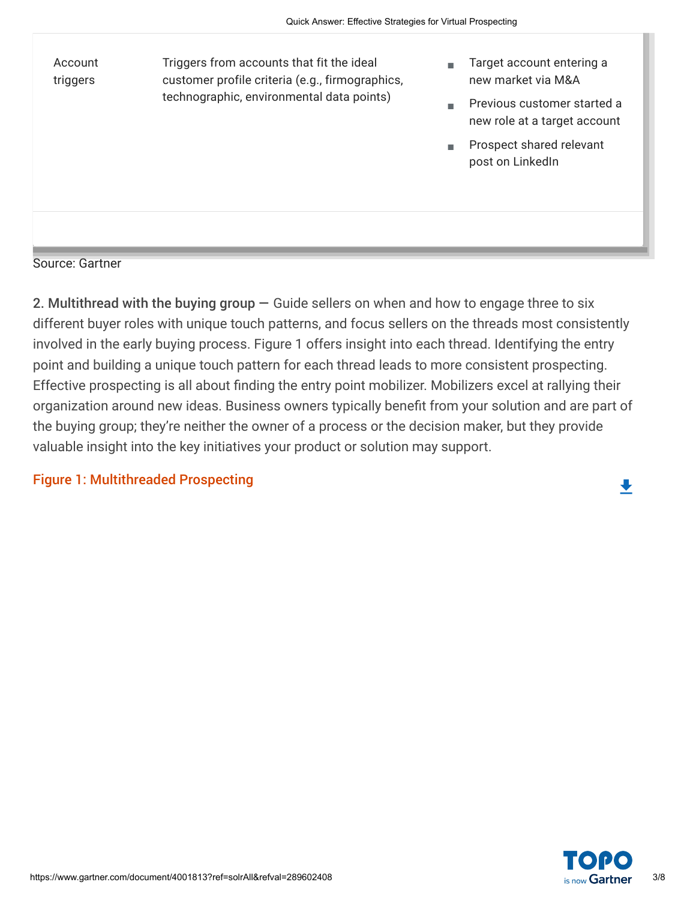| | | |
|---|---|---|
| Account triggers | Triggers from accounts that fit the ideal customer profile criteria (e.g., firmographics, technographic, environmental data points) | - Target account entering a new market via M&A<br>- Previous customer started a new role at a target account<br>- Prospect shared relevant post on LinkedIn |

Source: Gartner

**2. Multithread with the buying group** — Guide sellers on when and how to engage three to six different buyer roles with unique touch patterns, and focus sellers on the threads most consistently involved in the early buying process. Figure 1 offers insight into each thread. Identifying the entry point and building a unique touch pattern for each thread leads to more consistent prospecting. Effective prospecting is all about finding the entry point mobilizer. Mobilizers excel at rallying their organization around new ideas. Business owners typically benefit from your solution and are part of the buying group; they're neither the owner of a process or the decision maker, but they provide valuable insight into the key initiatives your product or solution may support.

Figure 1: Multithreaded Prospecting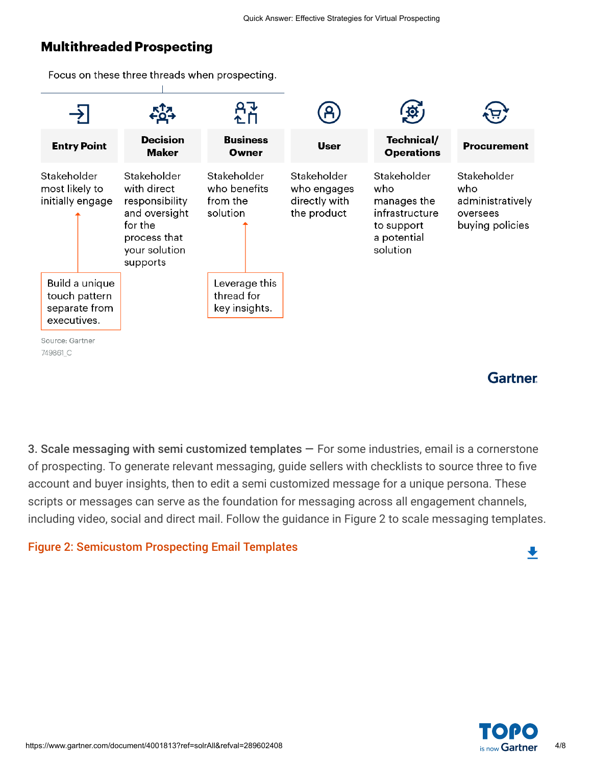## Multithreaded Prospecting

Focus on these three threads when prospecting.

| Entry Point | Decision Maker | Business Owner | User | Technical/ Operations | Procurement |
| --- | --- | --- | --- | --- | --- |
| Stakeholder most likely to initially engage | Stakeholder with direct responsibility and oversight for the process that your solution supports | Stakeholder who benefits from the solution | Stakeholder who engages directly with the product | Stakeholder who manages the infrastructure to support a potential solution | Stakeholder who administratively oversees buying policies |

Entry Point: Build a unique touch pattern separate from executives.

Business Owner: Leverage this thread for key insights.

Source: Gartner
749861_C

**3. Scale messaging with semi customized templates** — For some industries, email is a cornerstone of prospecting. To generate relevant messaging, guide sellers with checklists to source three to five account and buyer insights, then to edit a semi customized message for a unique persona. These scripts or messages can serve as the foundation for messaging across all engagement channels, including video, social and direct mail. Follow the guidance in Figure 2 to scale messaging templates.

Figure 2: Semicustom Prospecting Email Templates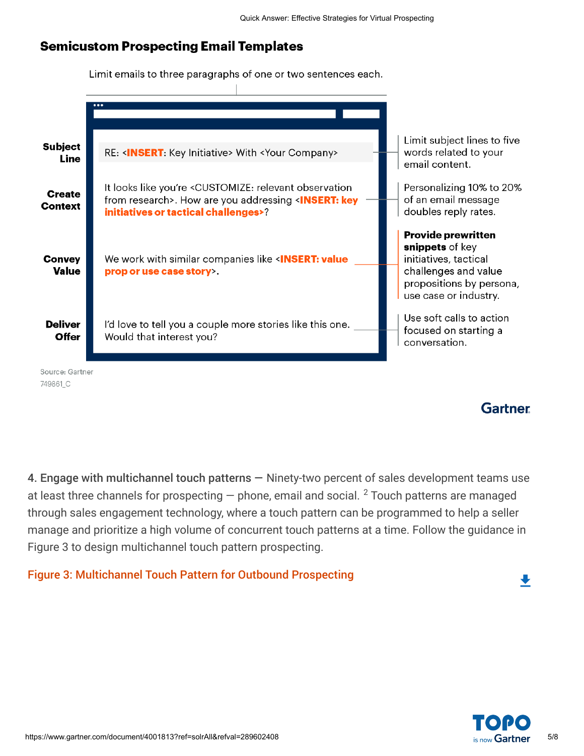## Semicustom Prospecting Email Templates

Limit emails to three paragraphs of one or two sentences each.

**Subject Line**

RE: <**INSERT**: Key Initiative> With <Your Company>

Limit subject lines to five words related to your email content.

**Create Context**

It looks like you're <CUSTOMIZE: relevant observation from research>. How are you addressing <**INSERT: key initiatives or tactical challenges**>?

Personalizing 10% to 20% of an email message doubles reply rates.

**Convey Value**

We work with similar companies like <**INSERT: value prop or use case story**>.

**Provide prewritten snippets** of key initiatives, tactical challenges and value propositions by persona, use case or industry.

**Deliver Offer**

I'd love to tell you a couple more stories like this one. Would that interest you?

Use soft calls to action focused on starting a conversation.

Source: Gartner
749861_C

4. **Engage with multichannel touch patterns** — Ninety-two percent of sales development teams use at least three channels for prospecting — phone, email and social. [2] Touch patterns are managed through sales engagement technology, where a touch pattern can be programmed to help a seller manage and prioritize a high volume of concurrent touch patterns at a time. Follow the guidance in Figure 3 to design multichannel touch pattern prospecting.

Figure 3: Multichannel Touch Pattern for Outbound Prospecting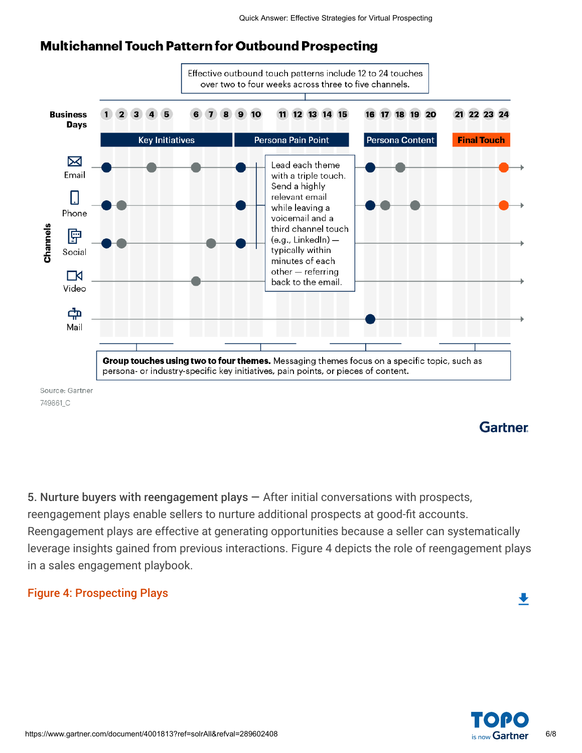## Multichannel Touch Pattern for Outbound Prospecting

Effective outbound touch patterns include 12 to 24 touches over two to four weeks across three to five channels.

| Business Days | 1 | 2 | 3 | 4 | 5 | 6 | 7 | 8 | 9 | 10 | 11 | 12 | 13 | 14 | 15 | 16 | 17 | 18 | 19 | 20 | 21 | 22 | 23 | 24 |
|---|---|---|---|---|---|---|---|---|---|---|---|---|---|---|---|---|---|---|---|---|---|---|---|---|
| Theme | Key Initiatives | | | | | | | | Persona Pain Point | | | | | | | Persona Content | | | | | Final Touch | | | |
| Email | ● | | | ● | | ● | | | ● | | | | | | | ● | | ● | | | | | | ● |
| Phone | ● | ● | | | | | | | ● | | | | | | | ● | ● | | ● | | | | | ● |
| Social | ● | ● | | | | | ● | | ● | | | | | | | | | | | | | | | |
| Video | | | | | | ● | | | | | | | | | | | | | | | | | | |
| Mail | | | | | | | | | | | | | | | | ● | | | | | | | | |

Lead each theme with a triple touch. Send a highly relevant email while leaving a voicemail and a third channel touch (e.g., LinkedIn) — typically within minutes of each other — referring back to the email.

**Group touches using two to four themes.** Messaging themes focus on a specific topic, such as persona- or industry-specific key initiatives, pain points, or pieces of content.

Source: Gartner
749861_C

5. Nurture buyers with reengagement plays — After initial conversations with prospects, reengagement plays enable sellers to nurture additional prospects at good-fit accounts. Reengagement plays are effective at generating opportunities because a seller can systematically leverage insights gained from previous interactions. Figure 4 depicts the role of reengagement plays in a sales engagement playbook.

Figure 4: Prospecting Plays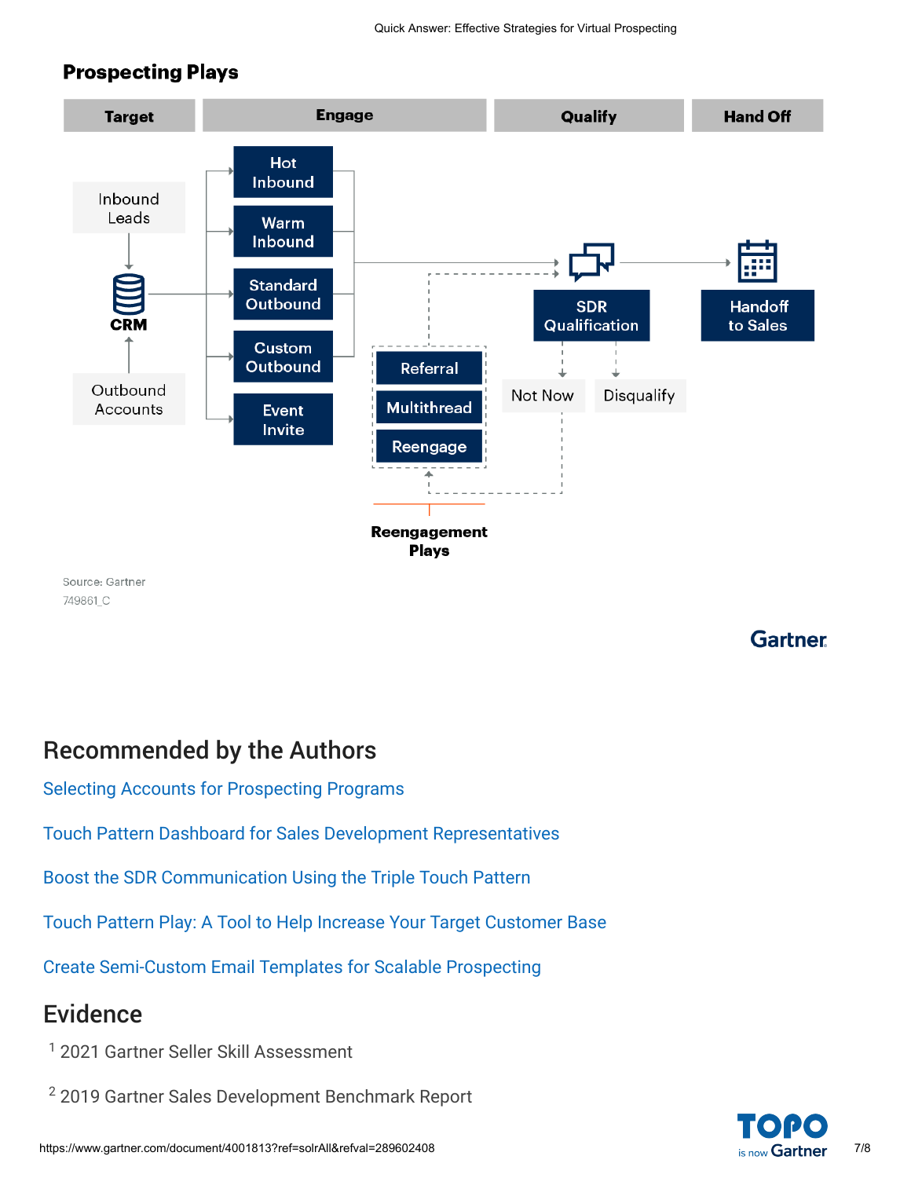### Prospecting Plays

| Target | Engage | Qualify | Hand Off |
|---|---|---|---|
| Inbound Leads | Hot Inbound | SDR Qualification | Handoff to Sales |
| CRM | Warm Inbound | Not Now | |
| Outbound Accounts | Standard Outbound | Disqualify | |
| | Custom Outbound | | |
| | Event Invite | | |

Reengagement Plays: Referral, Multithread, Reengage

Source: Gartner
749861_C

## Recommended by the Authors

Selecting Accounts for Prospecting Programs

Touch Pattern Dashboard for Sales Development Representatives

Boost the SDR Communication Using the Triple Touch Pattern

Touch Pattern Play: A Tool to Help Increase Your Target Customer Base

Create Semi-Custom Email Templates for Scalable Prospecting

## Evidence

[1] 2021 Gartner Seller Skill Assessment

[2] 2019 Gartner Sales Development Benchmark Report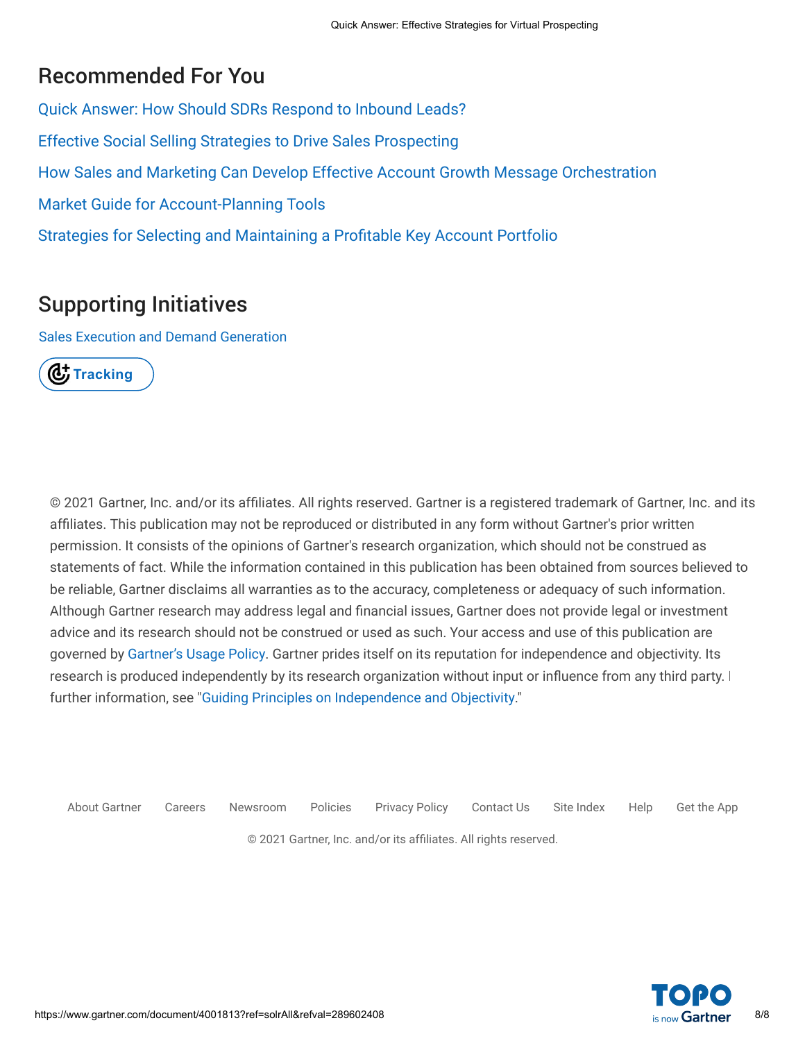## Recommended For You

Quick Answer: How Should SDRs Respond to Inbound Leads?

Effective Social Selling Strategies to Drive Sales Prospecting

How Sales and Marketing Can Develop Effective Account Growth Message Orchestration

Market Guide for Account-Planning Tools

Strategies for Selecting and Maintaining a Profitable Key Account Portfolio

## Supporting Initiatives

Sales Execution and Demand Generation

Tracking

© 2021 Gartner, Inc. and/or its affiliates. All rights reserved. Gartner is a registered trademark of Gartner, Inc. and its affiliates. This publication may not be reproduced or distributed in any form without Gartner's prior written permission. It consists of the opinions of Gartner's research organization, which should not be construed as statements of fact. While the information contained in this publication has been obtained from sources believed to be reliable, Gartner disclaims all warranties as to the accuracy, completeness or adequacy of such information. Although Gartner research may address legal and financial issues, Gartner does not provide legal or investment advice and its research should not be construed or used as such. Your access and use of this publication are governed by Gartner's Usage Policy. Gartner prides itself on its reputation for independence and objectivity. Its research is produced independently by its research organization without input or influence from any third party. I further information, see "Guiding Principles on Independence and Objectivity."

About Gartner | Careers | Newsroom | Policies | Privacy Policy | Contact Us | Site Index | Help | Get the App

© 2021 Gartner, Inc. and/or its affiliates. All rights reserved.